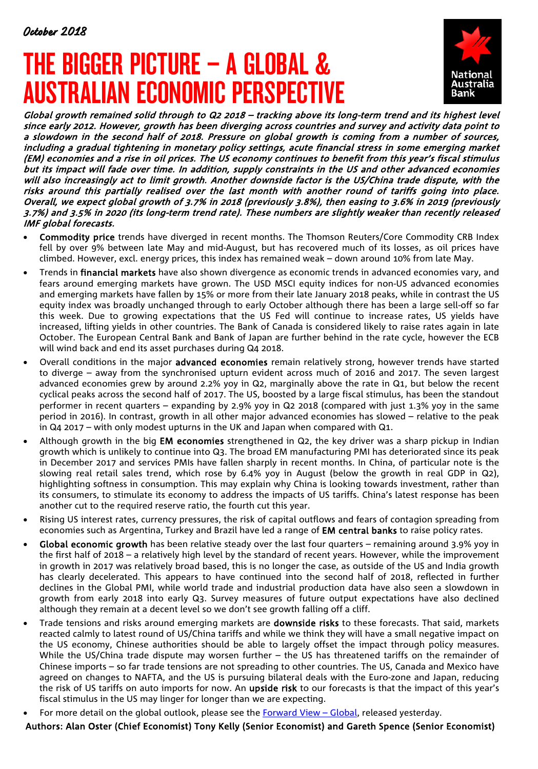*October 2018*

# THE BIGGER PICTURE – A GLOBAL & AUSTRALIAN ECONOMIC PERSPECTIVE

***Global growth remained solid through to Q2 2018 – tracking above its long-term trend and its highest level since early 2012. However, growth has been diverging across countries and survey and activity data point to a slowdown in the second half of 2018. Pressure on global growth is coming from a number of sources, including a gradual tightening in monetary policy settings, acute financial stress in some emerging market (EM) economies and a rise in oil prices. The US economy continues to benefit from this year's fiscal stimulus but its impact will fade over time. In addition, supply constraints in the US and other advanced economies will also increasingly act to limit growth. Another downside factor is the US/China trade dispute, with the risks around this partially realised over the last month with another round of tariffs going into place. Overall, we expect global growth of 3.7% in 2018 (previously 3.8%), then easing to 3.6% in 2019 (previously 3.7%) and 3.5% in 2020 (its long-term trend rate). These numbers are slightly weaker than recently released IMF global forecasts.***

- **Commodity price** trends have diverged in recent months. The Thomson Reuters/Core Commodity CRB Index fell by over 9% between late May and mid-August, but has recovered much of its losses, as oil prices have climbed. However, excl. energy prices, this index has remained weak – down around 10% from late May.
- Trends in **financial markets** have also shown divergence as economic trends in advanced economies vary, and fears around emerging markets have grown. The USD MSCI equity indices for non-US advanced economies and emerging markets have fallen by 15% or more from their late January 2018 peaks, while in contrast the US equity index was broadly unchanged through to early October although there has been a large sell-off so far this week. Due to growing expectations that the US Fed will continue to increase rates, US yields have increased, lifting yields in other countries. The Bank of Canada is considered likely to raise rates again in late October. The European Central Bank and Bank of Japan are further behind in the rate cycle, however the ECB will wind back and end its asset purchases during Q4 2018.
- Overall conditions in the major **advanced economies** remain relatively strong, however trends have started to diverge – away from the synchronised upturn evident across much of 2016 and 2017. The seven largest advanced economies grew by around 2.2% yoy in Q2, marginally above the rate in Q1, but below the recent cyclical peaks across the second half of 2017. The US, boosted by a large fiscal stimulus, has been the standout performer in recent quarters – expanding by 2.9% yoy in Q2 2018 (compared with just 1.3% yoy in the same period in 2016). In contrast, growth in all other major advanced economies has slowed – relative to the peak in Q4 2017 – with only modest upturns in the UK and Japan when compared with Q1.
- Although growth in the big **EM economies** strengthened in Q2, the key driver was a sharp pickup in Indian growth which is unlikely to continue into Q3. The broad EM manufacturing PMI has deteriorated since its peak in December 2017 and services PMIs have fallen sharply in recent months. In China, of particular note is the slowing real retail sales trend, which rose by 6.4% yoy in August (below the growth in real GDP in Q2), highlighting softness in consumption. This may explain why China is looking towards investment, rather than its consumers, to stimulate its economy to address the impacts of US tariffs. China's latest response has been another cut to the required reserve ratio, the fourth cut this year.
- Rising US interest rates, currency pressures, the risk of capital outflows and fears of contagion spreading from economies such as Argentina, Turkey and Brazil have led a range of **EM central banks** to raise policy rates.
- **Global economic growth** has been relative steady over the last four quarters – remaining around 3.9% yoy in the first half of 2018 – a relatively high level by the standard of recent years. However, while the improvement in growth in 2017 was relatively broad based, this is no longer the case, as outside of the US and India growth has clearly decelerated. This appears to have continued into the second half of 2018, reflected in further declines in the Global PMI, while world trade and industrial production data have also seen a slowdown in growth from early 2018 into early Q3. Survey measures of future output expectations have also declined although they remain at a decent level so we don't see growth falling off a cliff.
- Trade tensions and risks around emerging markets are **downside risks** to these forecasts. That said, markets reacted calmly to latest round of US/China tariffs and while we think they will have a small negative impact on the US economy, Chinese authorities should be able to largely offset the impact through policy measures. While the US/China trade dispute may worsen further – the US has threatened tariffs on the remainder of Chinese imports – so far trade tensions are not spreading to other countries. The US, Canada and Mexico have agreed on changes to NAFTA, and the US is pursuing bilateral deals with the Euro-zone and Japan, reducing the risk of US tariffs on auto imports for now. An **upside risk** to our forecasts is that the impact of this year's fiscal stimulus in the US may linger for longer than we are expecting.
- For more detail on the global outlook, please see the Forward View – Global, released yesterday.

**Authors: Alan Oster (Chief Economist) Tony Kelly (Senior Economist) and Gareth Spence (Senior Economist)**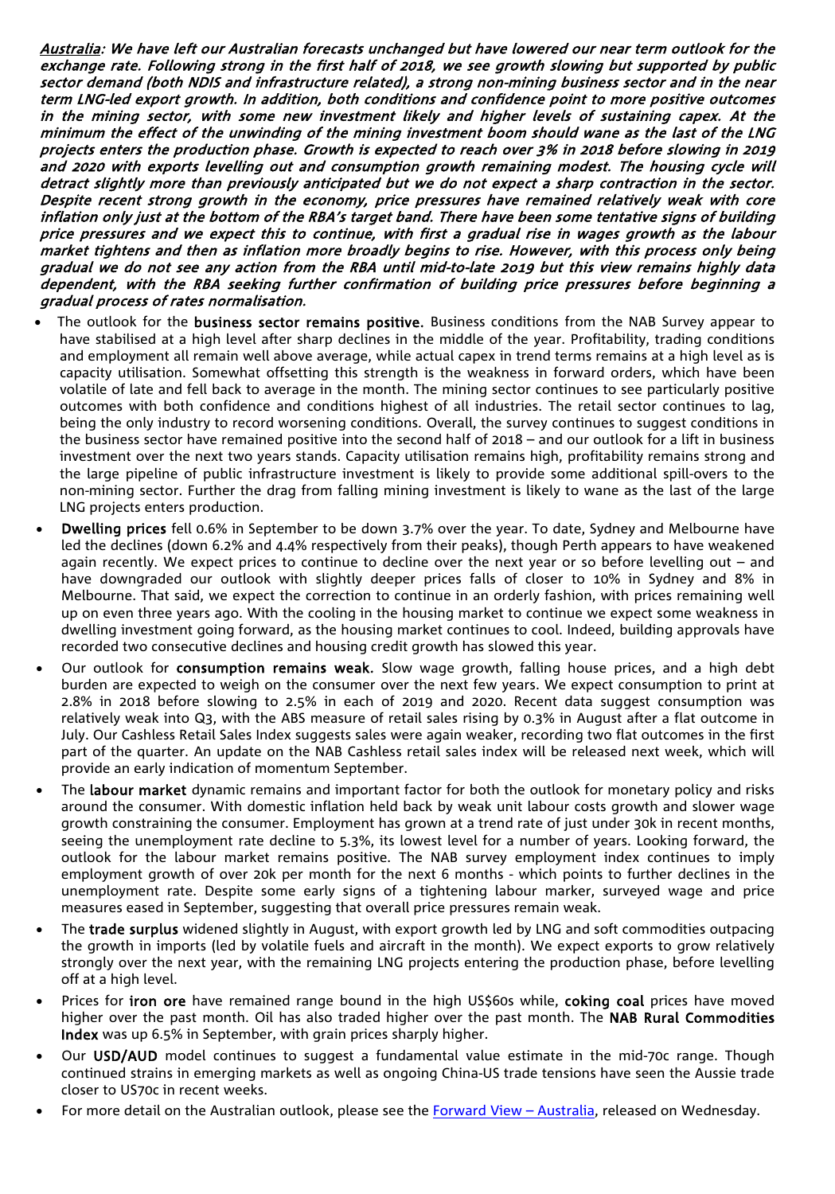***Australia**: We have left our Australian forecasts unchanged but have lowered our near term outlook for the exchange rate. Following strong in the first half of 2018, we see growth slowing but supported by public sector demand (both NDIS and infrastructure related), a strong non-mining business sector and in the near term LNG-led export growth. In addition, both conditions and confidence point to more positive outcomes in the mining sector, with some new investment likely and higher levels of sustaining capex. At the minimum the effect of the unwinding of the mining investment boom should wane as the last of the LNG projects enters the production phase. Growth is expected to reach over 3% in 2018 before slowing in 2019 and 2020 with exports levelling out and consumption growth remaining modest. The housing cycle will detract slightly more than previously anticipated but we do not expect a sharp contraction in the sector. Despite recent strong growth in the economy, price pressures have remained relatively weak with core inflation only just at the bottom of the RBA's target band. There have been some tentative signs of building price pressures and we expect this to continue, with first a gradual rise in wages growth as the labour market tightens and then as inflation more broadly begins to rise. However, with this process only being gradual we do not see any action from the RBA until mid-to-late 2019 but this view remains highly data dependent, with the RBA seeking further confirmation of building price pressures before beginning a gradual process of rates normalisation.*

- The outlook for the **business sector remains positive.** Business conditions from the NAB Survey appear to have stabilised at a high level after sharp declines in the middle of the year. Profitability, trading conditions and employment all remain well above average, while actual capex in trend terms remains at a high level as is capacity utilisation. Somewhat offsetting this strength is the weakness in forward orders, which have been volatile of late and fell back to average in the month. The mining sector continues to see particularly positive outcomes with both confidence and conditions highest of all industries. The retail sector continues to lag, being the only industry to record worsening conditions. Overall, the survey continues to suggest conditions in the business sector have remained positive into the second half of 2018 – and our outlook for a lift in business investment over the next two years stands. Capacity utilisation remains high, profitability remains strong and the large pipeline of public infrastructure investment is likely to provide some additional spill-overs to the non-mining sector. Further the drag from falling mining investment is likely to wane as the last of the large LNG projects enters production.
- **Dwelling prices** fell 0.6% in September to be down 3.7% over the year. To date, Sydney and Melbourne have led the declines (down 6.2% and 4.4% respectively from their peaks), though Perth appears to have weakened again recently. We expect prices to continue to decline over the next year or so before levelling out – and have downgraded our outlook with slightly deeper prices falls of closer to 10% in Sydney and 8% in Melbourne. That said, we expect the correction to continue in an orderly fashion, with prices remaining well up on even three years ago. With the cooling in the housing market to continue we expect some weakness in dwelling investment going forward, as the housing market continues to cool. Indeed, building approvals have recorded two consecutive declines and housing credit growth has slowed this year.
- Our outlook for **consumption remains weak.** Slow wage growth, falling house prices, and a high debt burden are expected to weigh on the consumer over the next few years. We expect consumption to print at 2.8% in 2018 before slowing to 2.5% in each of 2019 and 2020. Recent data suggest consumption was relatively weak into Q3, with the ABS measure of retail sales rising by 0.3% in August after a flat outcome in July. Our Cashless Retail Sales Index suggests sales were again weaker, recording two flat outcomes in the first part of the quarter. An update on the NAB Cashless retail sales index will be released next week, which will provide an early indication of momentum September.
- The **labour market** dynamic remains and important factor for both the outlook for monetary policy and risks around the consumer. With domestic inflation held back by weak unit labour costs growth and slower wage growth constraining the consumer. Employment has grown at a trend rate of just under 30k in recent months, seeing the unemployment rate decline to 5.3%, its lowest level for a number of years. Looking forward, the outlook for the labour market remains positive. The NAB survey employment index continues to imply employment growth of over 20k per month for the next 6 months - which points to further declines in the unemployment rate. Despite some early signs of a tightening labour marker, surveyed wage and price measures eased in September, suggesting that overall price pressures remain weak.
- The **trade surplus** widened slightly in August, with export growth led by LNG and soft commodities outpacing the growth in imports (led by volatile fuels and aircraft in the month). We expect exports to grow relatively strongly over the next year, with the remaining LNG projects entering the production phase, before levelling off at a high level.
- Prices for **iron ore** have remained range bound in the high US$60s while, **coking coal** prices have moved higher over the past month. Oil has also traded higher over the past month. The **NAB Rural Commodities Index** was up 6.5% in September, with grain prices sharply higher.
- Our **USD/AUD** model continues to suggest a fundamental value estimate in the mid-70c range. Though continued strains in emerging markets as well as ongoing China-US trade tensions have seen the Aussie trade closer to US70c in recent weeks.
- For more detail on the Australian outlook, please see the [Forward View – Australia], released on Wednesday.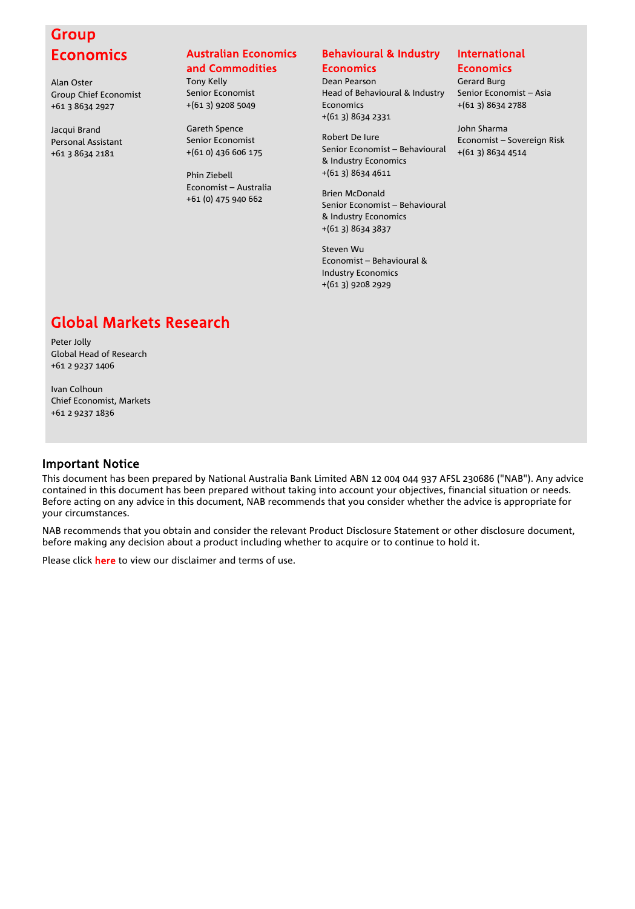## Group Economics

Alan Oster
Group Chief Economist
+61 3 8634 2927

Jacqui Brand
Personal Assistant
+61 3 8634 2181

### Australian Economics and Commodities

Tony Kelly
Senior Economist
+(61 3) 9208 5049

Gareth Spence
Senior Economist
+(61 0) 436 606 175

Phin Ziebell
Economist – Australia
+61 (0) 475 940 662

### Behavioural & Industry Economics

Dean Pearson
Head of Behavioural & Industry Economics
+(61 3) 8634 2331

Robert De Iure
Senior Economist – Behavioural & Industry Economics
+(61 3) 8634 4611

Brien McDonald
Senior Economist – Behavioural & Industry Economics
+(61 3) 8634 3837

Steven Wu
Economist – Behavioural & Industry Economics
+(61 3) 9208 2929

### International Economics

Gerard Burg
Senior Economist – Asia
+(61 3) 8634 2788

John Sharma
Economist – Sovereign Risk
+(61 3) 8634 4514

## Global Markets Research

Peter Jolly
Global Head of Research
+61 2 9237 1406

Ivan Colhoun
Chief Economist, Markets
+61 2 9237 1836

### Important Notice

This document has been prepared by National Australia Bank Limited ABN 12 004 044 937 AFSL 230686 ("NAB"). Any advice contained in this document has been prepared without taking into account your objectives, financial situation or needs. Before acting on any advice in this document, NAB recommends that you consider whether the advice is appropriate for your circumstances.

NAB recommends that you obtain and consider the relevant Product Disclosure Statement or other disclosure document, before making any decision about a product including whether to acquire or to continue to hold it.

Please click here to view our disclaimer and terms of use.